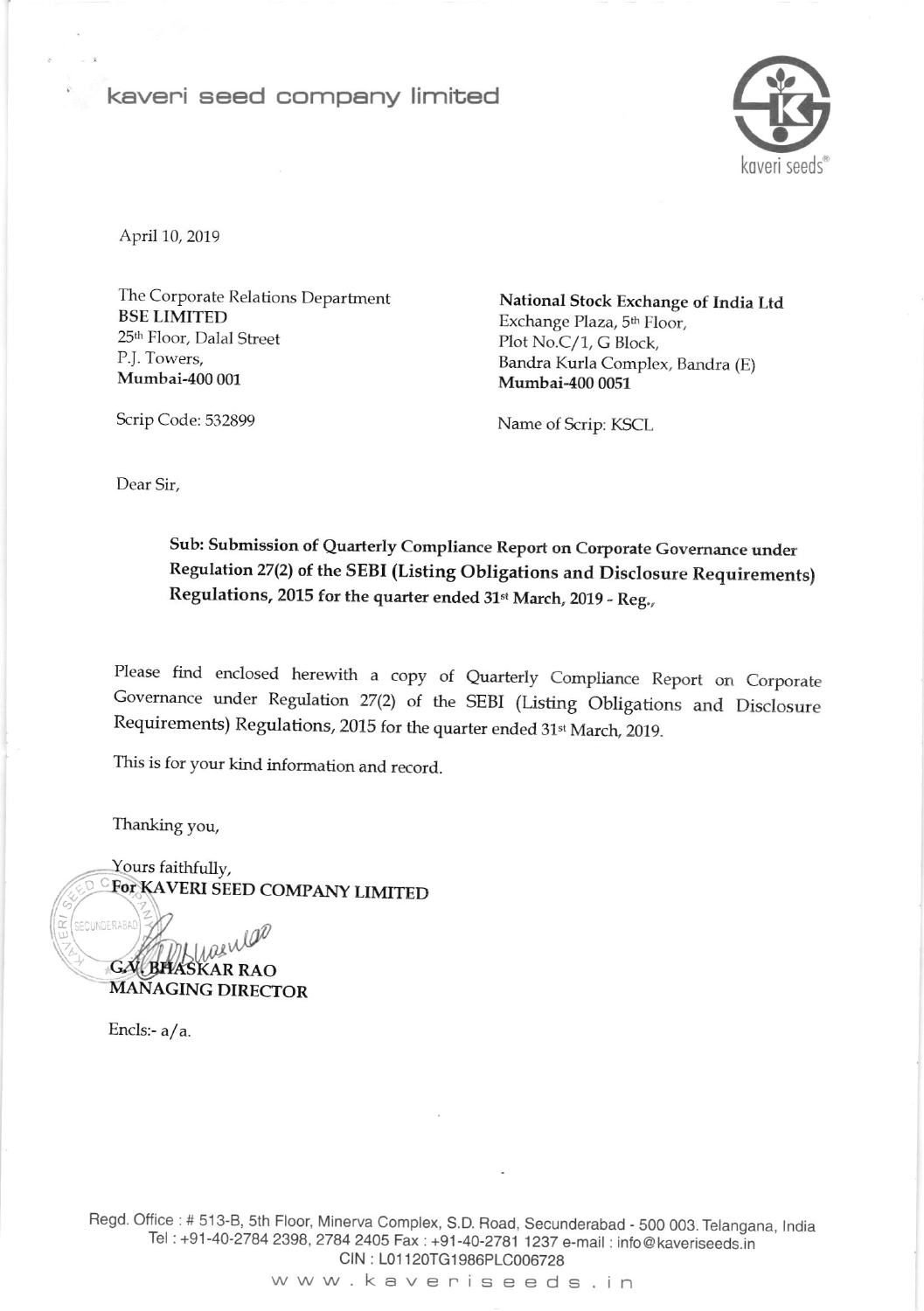kaveri seed company limited

kaveri seeds®

April 10, 2019

The Corporate Relations Department
**BSE LIMITED**
25th Floor, Dalal Street
P.J. Towers,
**Mumbai-400 001**

Scrip Code: 532899

**National Stock Exchange of India Ltd**
Exchange Plaza, 5th Floor,
Plot No.C/1, G Block,
Bandra Kurla Complex, Bandra (E)
**Mumbai-400 0051**

Name of Scrip: KSCL

Dear Sir,

**Sub: Submission of Quarterly Compliance Report on Corporate Governance under Regulation 27(2) of the SEBI (Listing Obligations and Disclosure Requirements) Regulations, 2015 for the quarter ended 31st March, 2019 - Reg.,**

Please find enclosed herewith a copy of Quarterly Compliance Report on Corporate Governance under Regulation 27(2) of the SEBI (Listing Obligations and Disclosure Requirements) Regulations, 2015 for the quarter ended 31st March, 2019.

This is for your kind information and record.

Thanking you,

Yours faithfully,
**For KAVERI SEED COMPANY LIMITED**

**G.V. BHASKAR RAO**
**MANAGING DIRECTOR**

Encls:- a/a.

Regd. Office : # 513-B, 5th Floor, Minerva Complex, S.D. Road, Secunderabad - 500 003. Telangana, India
Tel : +91-40-2784 2398, 2784 2405 Fax : +91-40-2781 1237 e-mail : info@kaveriseeds.in
CIN : L01120TG1986PLC006728
www.kaveriseeds.in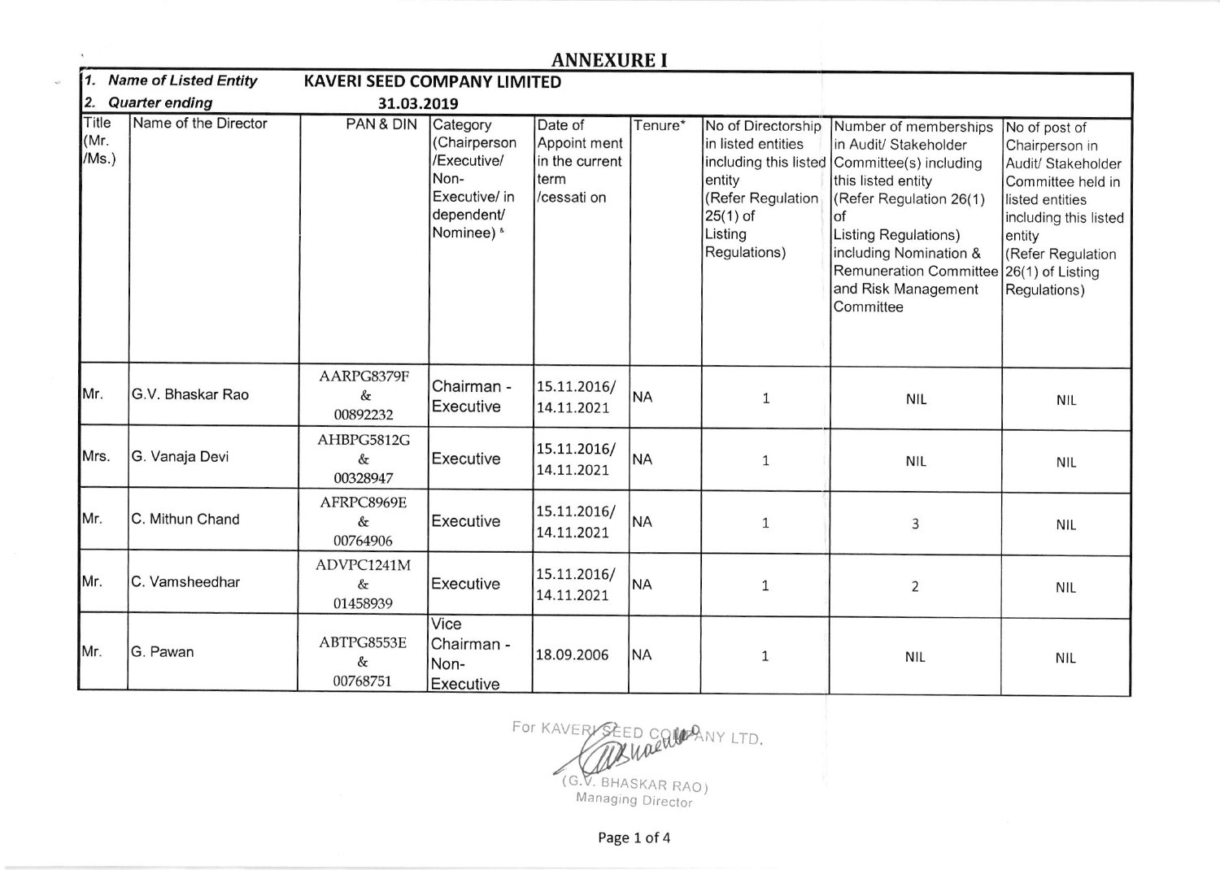# ANNEXURE I

| 1. *Name of Listed Entity* | KAVERI SEED COMPANY LIMITED | | | | | | | |
|---|---|---|---|---|---|---|---|---|
| 2. *Quarter ending* | 31.03.2019 | | | | | | | |
| Title (Mr. /Ms.) | Name of the Director | PAN & DIN | Category (Chairperson /Executive/ Non-Executive/ independent/ Nominee) & | Date of Appoint ment in the current term /cessati on | Tenure* | No of Directorship in listed entities including this listed entity (Refer Regulation 25(1) of Listing Regulations) | Number of memberships in Audit/ Stakeholder Committee(s) including this listed entity (Refer Regulation 26(1) of Listing Regulations) including Nomination & Remuneration Committee and Risk Management Committee | No of post of Chairperson in Audit/ Stakeholder Committee held in listed entities including this listed entity (Refer Regulation 26(1) of Listing Regulations) |
| Mr. | G.V. Bhaskar Rao | AARPG8379F & 00892232 | Chairman - Executive | 15.11.2016/ 14.11.2021 | NA | 1 | NIL | NIL |
| Mrs. | G. Vanaja Devi | AHBPG5812G & 00328947 | Executive | 15.11.2016/ 14.11.2021 | NA | 1 | NIL | NIL |
| Mr. | C. Mithun Chand | AFRPC8969E & 00764906 | Executive | 15.11.2016/ 14.11.2021 | NA | 1 | 3 | NIL |
| Mr. | C. Vamsheedhar | ADVPC1241M & 01458939 | Executive | 15.11.2016/ 14.11.2021 | NA | 1 | 2 | NIL |
| Mr. | G. Pawan | ABTPG8553E & 00768751 | Vice Chairman - Non-Executive | 18.09.2006 | NA | 1 | NIL | NIL |

For KAVERI SEED COMPANY LTD.

(G.V. BHASKAR RAO)
Managing Director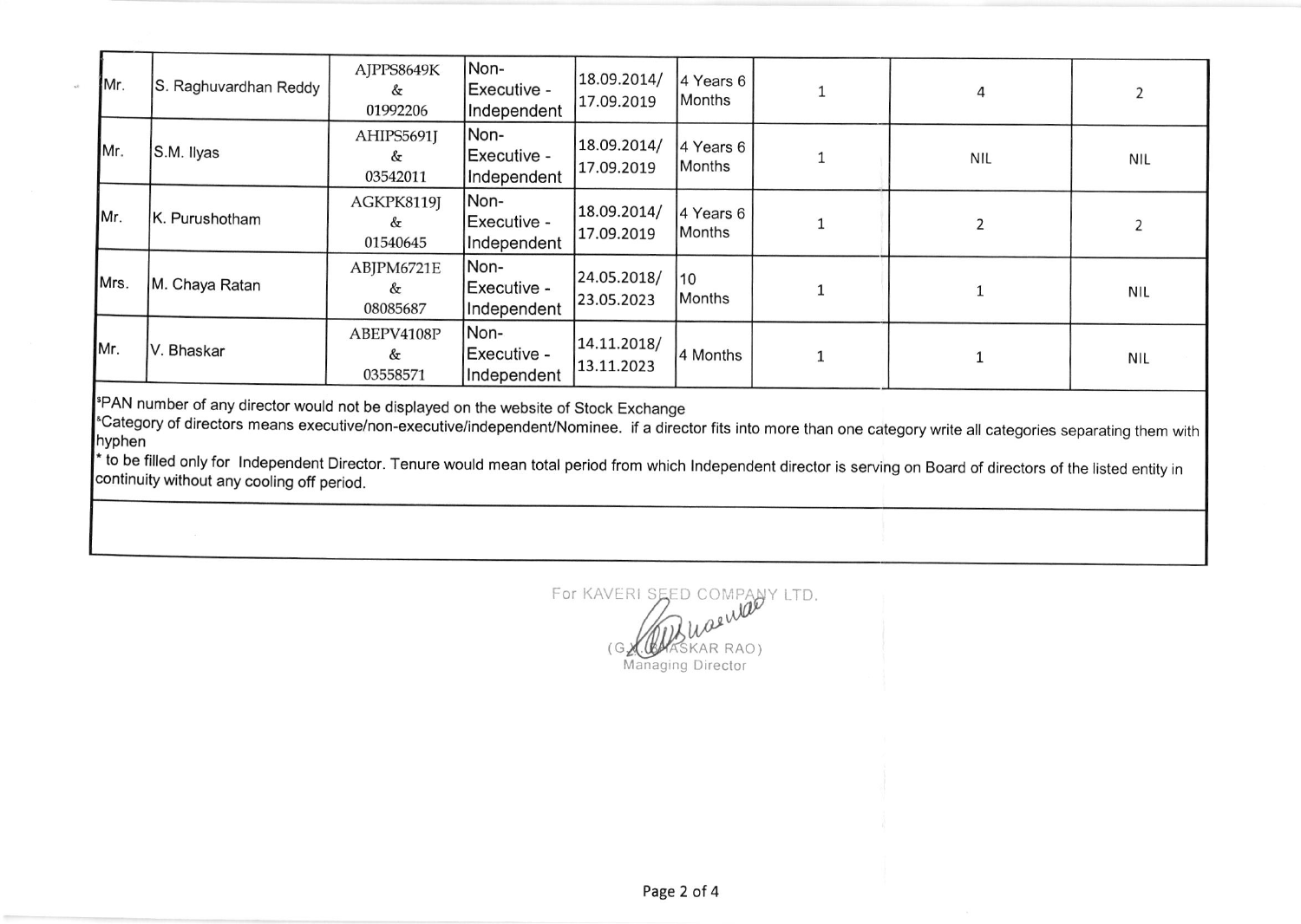| | | | | | | | | |
|---|---|---|---|---|---|---|---|---|
| Mr. | S. Raghuvardhan Reddy | AJPPS8649K & 01992206 | Non-Executive - Independent | 18.09.2014/ 17.09.2019 | 4 Years 6 Months | 1 | 4 | 2 |
| Mr. | S.M. Ilyas | AHIPS5691J & 03542011 | Non-Executive - Independent | 18.09.2014/ 17.09.2019 | 4 Years 6 Months | 1 | NIL | NIL |
| Mr. | K. Purushotham | AGKPK8119J & 01540645 | Non-Executive - Independent | 18.09.2014/ 17.09.2019 | 4 Years 6 Months | 1 | 2 | 2 |
| Mrs. | M. Chaya Ratan | ABJPM6721E & 08085687 | Non-Executive - Independent | 24.05.2018/ 23.05.2023 | 10 Months | 1 | 1 | NIL |
| Mr. | V. Bhaskar | ABEPV4108P & 03558571 | Non-Executive - Independent | 14.11.2018/ 13.11.2023 | 4 Months | 1 | 1 | NIL |

$PAN number of any director would not be displayed on the website of Stock Exchange

&Category of directors means executive/non-executive/independent/Nominee. if a director fits into more than one category write all categories separating them with hyphen

* to be filled only for Independent Director. Tenure would mean total period from which Independent director is serving on Board of directors of the listed entity in continuity without any cooling off period.

For KAVERI SEED COMPANY LTD.

(G.V. BHASKAR RAO)
Managing Director